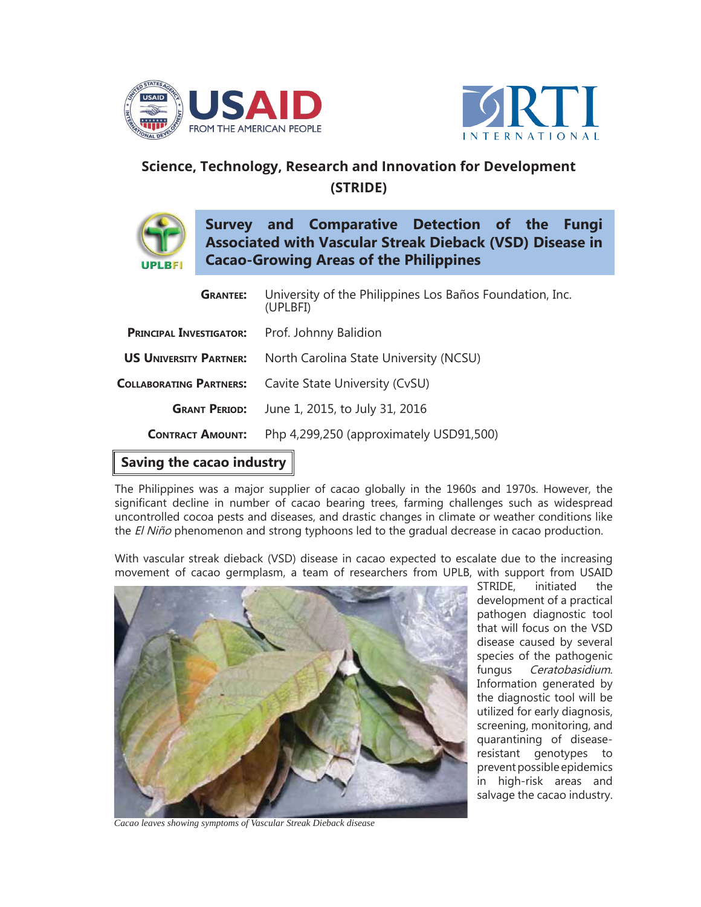# Science, Technology, Research and Innovation for Development (STRIDE)

## Survey and Comparative Detection of the Fungi Associated with Vascular Streak Dieback (VSD) Disease in Cacao-Growing Areas of the Philippines

| | |
|---|---|
| **Grantee:** | University of the Philippines Los Baños Foundation, Inc. (UPLBFI) |
| **Principal Investigator:** | Prof. Johnny Balidion |
| **US University Partner:** | North Carolina State University (NCSU) |
| **Collaborating Partners:** | Cavite State University (CvSU) |
| **Grant Period:** | June 1, 2015, to July 31, 2016 |
| **Contract Amount:** | Php 4,299,250 (approximately USD91,500) |

### Saving the cacao industry

The Philippines was a major supplier of cacao globally in the 1960s and 1970s. However, the significant decline in number of cacao bearing trees, farming challenges such as widespread uncontrolled cocoa pests and diseases, and drastic changes in climate or weather conditions like the *El Niño* phenomenon and strong typhoons led to the gradual decrease in cacao production.

With vascular streak dieback (VSD) disease in cacao expected to escalate due to the increasing movement of cacao germplasm, a team of researchers from UPLB, with support from USAID STRIDE, initiated the development of a practical pathogen diagnostic tool that will focus on the VSD disease caused by several species of the pathogenic fungus *Ceratobasidium*. Information generated by the diagnostic tool will be utilized for early diagnosis, screening, monitoring, and quarantining of disease-resistant genotypes to prevent possible epidemics in high-risk areas and salvage the cacao industry.

*Cacao leaves showing symptoms of Vascular Streak Dieback disease*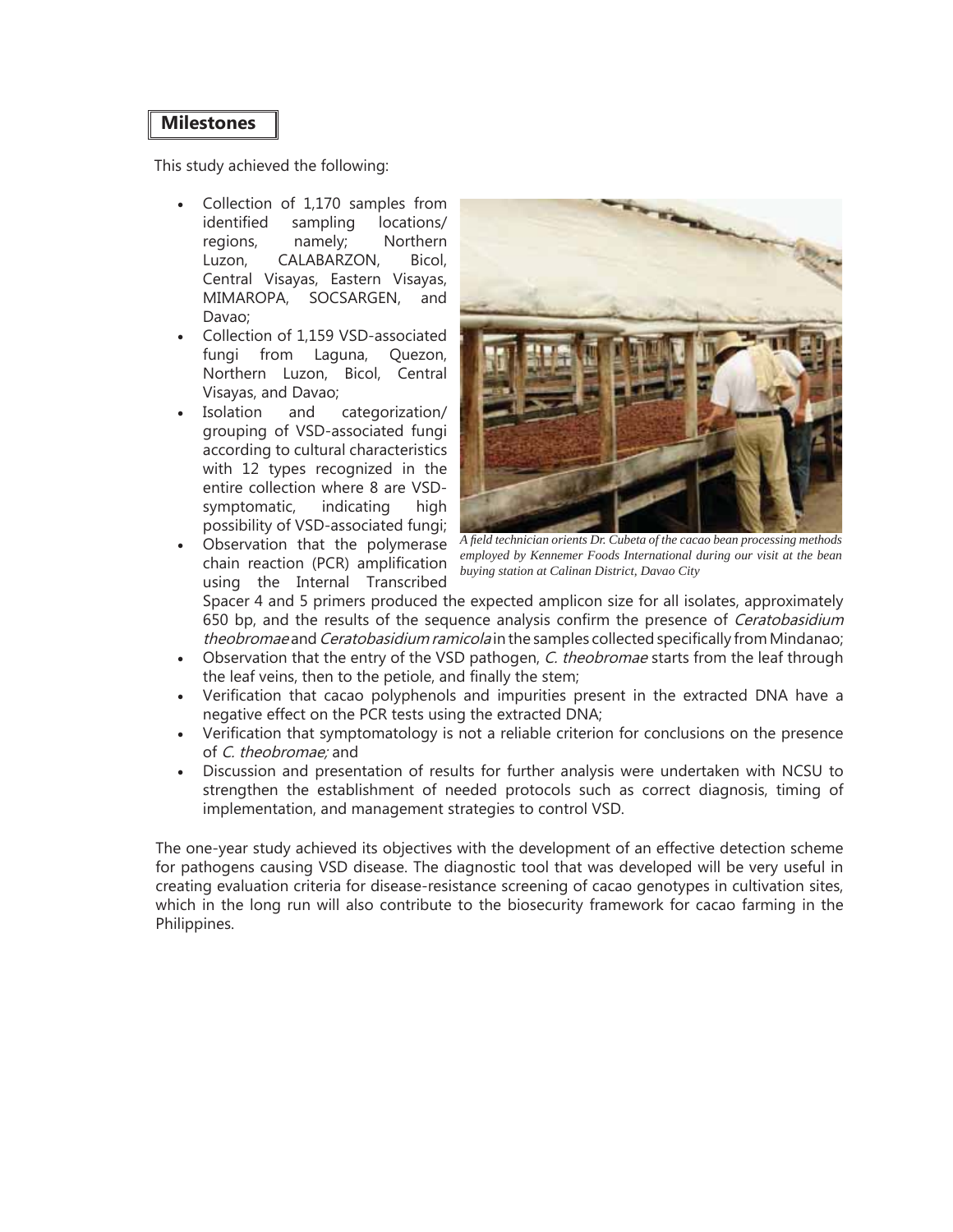## Milestones

This study achieved the following:

- Collection of 1,170 samples from identified sampling locations/ regions, namely; Northern Luzon, CALABARZON, Bicol, Central Visayas, Eastern Visayas, MIMAROPA, SOCSARGEN, and Davao;
- Collection of 1,159 VSD-associated fungi from Laguna, Quezon, Northern Luzon, Bicol, Central Visayas, and Davao;
- Isolation and categorization/ grouping of VSD-associated fungi according to cultural characteristics with 12 types recognized in the entire collection where 8 are VSD-symptomatic, indicating high possibility of VSD-associated fungi;
- Observation that the polymerase chain reaction (PCR) amplification using the Internal Transcribed Spacer 4 and 5 primers produced the expected amplicon size for all isolates, approximately 650 bp, and the results of the sequence analysis confirm the presence of *Ceratobasidium theobromae* and *Ceratobasidium ramicola* in the samples collected specifically from Mindanao;
- Observation that the entry of the VSD pathogen, *C. theobromae* starts from the leaf through the leaf veins, then to the petiole, and finally the stem;
- Verification that cacao polyphenols and impurities present in the extracted DNA have a negative effect on the PCR tests using the extracted DNA;
- Verification that symptomatology is not a reliable criterion for conclusions on the presence of *C. theobromae;* and
- Discussion and presentation of results for further analysis were undertaken with NCSU to strengthen the establishment of needed protocols such as correct diagnosis, timing of implementation, and management strategies to control VSD.

*A field technician orients Dr. Cubeta of the cacao bean processing methods employed by Kennemer Foods International during our visit at the bean buying station at Calinan District, Davao City*

The one-year study achieved its objectives with the development of an effective detection scheme for pathogens causing VSD disease. The diagnostic tool that was developed will be very useful in creating evaluation criteria for disease-resistance screening of cacao genotypes in cultivation sites, which in the long run will also contribute to the biosecurity framework for cacao farming in the Philippines.